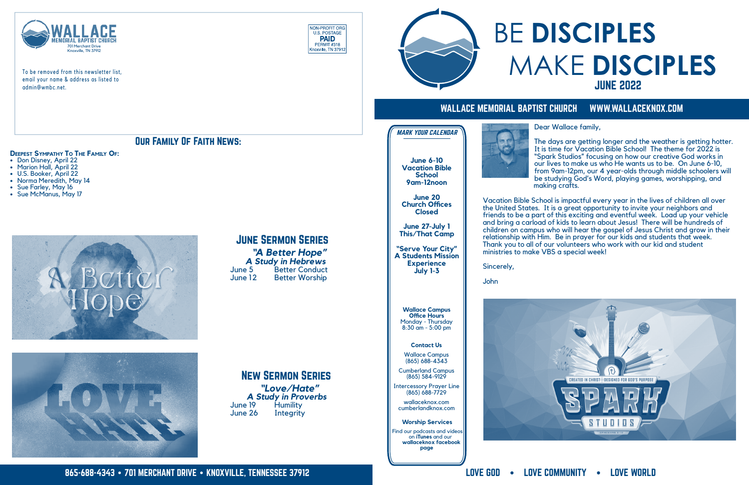**WALLACE MEMORIAL BAPTIST CHURCH**
701 Merchant Drive
Knoxville, TN 37912

NON-PROFIT ORG
U.S. POSTAGE
**PAID**
PERMIT #318
Knoxville, TN 37912

To be removed from this newsletter list, email your name & address as listed to admin@wmbc.net.

## Our Family Of Faith News:

**Deepest Sympathy To The Family Of:**

- Don Disney, April 22
- Marion Hall, April 22
- U.S. Booker, April 22
- Norma Meredith, May 14
- Sue Farley, May 16
- Sue McManus, May 17

## June Sermon Series

***"A Better Hope"***
***A Study in Hebrews***

June 5 Better Conduct
June 12 Better Worship

## New Sermon Series

***"Love/Hate"***
***A Study in Proverbs***

June 19 Humility
June 26 Integrity

865-688-4343 • 701 MERCHANT DRIVE • KNOXVILLE, TENNESSEE 37912

# BE DISCIPLES MAKE DISCIPLES

## JUNE 2022

**WALLACE MEMORIAL BAPTIST CHURCH WWW.WALLACEKNOX.COM**

### *MARK YOUR CALENDAR*

**June 6-10**
**Vacation Bible School**
**9am-12noon**

**June 20**
**Church Offices Closed**

**June 27-July 1**
**This/That Camp**

**"Serve Your City"**
**A Students Mission Experience**
**July 1-3**

**Wallace Campus Office Hours**
Monday - Thursday
8:30 am - 5:00 pm

**Contact Us**

Wallace Campus
(865) 688-4343

Cumberland Campus
(865) 584-9129

Intercessory Prayer Line
(865) 688-7729

wallaceknox.com
cumberlandknox.com

**Worship Services**

Find our podcasts and videos on **iTunes** and our **wallaceknox facebook page**

Dear Wallace family,

The days are getting longer and the weather is getting hotter. It is time for Vacation Bible School! The theme for 2022 is "Spark Studios" focusing on how our creative God works in our lives to make us who He wants us to be. On June 6-10, from 9am-12pm, our 4 year-olds through middle schoolers will be studying God's Word, playing games, worshipping, and making crafts.

Vacation Bible School is impactful every year in the lives of children all over the United States. It is a great opportunity to invite your neighbors and friends to be a part of this exciting and eventful week. Load up your vehicle and bring a carload of kids to learn about Jesus! There will be hundreds of children on campus who will hear the gospel of Jesus Christ and grow in their relationship with Him. Be in prayer for our kids and students that week. Thank you to all of our volunteers who work with our kid and student ministries to make VBS a special week!

Sincerely,

John

LOVE GOD • LOVE COMMUNITY • LOVE WORLD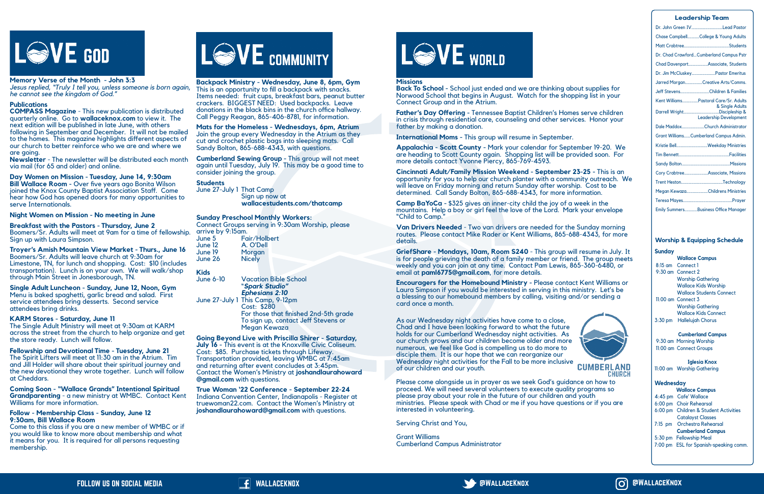# LOVE GOD

**Memory Verse of the Month - John 3:3**
*Jesus replied, "Truly I tell you, unless someone is born again, he cannot see the kingdom of God."*

**Publications**
**COMPASS Magazine** - This new publication is distributed quarterly online. Go to **wallaceknox.com** to view it. The next edition will be published in late June, with others following in September and December. It will not be mailed to the homes. This magazine highlights different aspects of our church to better reinforce who we are and where we are going.
**Newsletter** - The newsletter will be distributed each month via mail (for 65 and older) and online.

**Day Women on Mission - Tuesday, June 14, 9:30am**
**Bill Wallace Room** - Over five years ago Bonita Wilson joined the Knox County Baptist Association Staff. Come hear how God has opened doors for many opportunities to serve Internationals.

**Night Women on Mission - No meeting in June**

**Breakfast with the Pastors - Thursday, June 2**
Boomers/Sr. Adults will meet at 9am for a time of fellowship. Sign up with Laura Simpson.

**Troyer's Amish Mountain View Market - Thurs., June 16**
Boomers/Sr. Adults will leave church at 9:30am for Limestone, TN, for lunch and shopping. Cost: $10 (includes transportation). Lunch is on your own. We will walk/shop through Main Street in Jonesborough, TN.

**Single Adult Luncheon - Sunday, June 12, Noon, Gym**
Menu is baked spaghetti, garlic bread and salad. First service attendees bring desserts. Second service attendees bring drinks.

**KARM Stores - Saturday, June 11**
The Single Adult Ministry will meet at 9:30am at KARM across the street from the church to help organize and get the store ready. Lunch will follow.

**Fellowship and Devotional Time - Tuesday, June 21**
The Spirit Lifters will meet at 11:30 am in the Atrium. Tim and Jill Holder will share about their spiritual journey and the new devotional they wrote together. Lunch will follow at Cheddars.

**Coming Soon - "Wallace Grands" Intentional Spiritual Grandparenting** - a new ministry at WMBC. Contact Kent Williams for more information.

**Follow - Membership Class - Sunday, June 12**
**9:30am, Bill Wallace Room**
Come to this class if you are a new member of WMBC or if you would like to know more about membership and what it means for you. It is required for all persons requesting membership.

# LOVE COMMUNITY

**Backpack Ministry - Wednesday, June 8, 6pm, Gym**
This is an opportunity to fill a backpack with snacks. Items needed: fruit cups, breakfast bars, peanut butter crackers. BIGGEST NEED: Used backpacks. Leave donations in the black bins in the church office hallway. Call Peggy Reagan, 865-406-8781, for information.

**Mats for the Homeless - Wednesdays, 6pm, Atrium**
Join the group every Wednesday in the Atrium as they cut and crochet plastic bags into sleeping mats. Call Sandy Bolton, 865-688-4343, with questions.

**Cumberland Sewing Group** - This group will not meet again until Tuesday, July 19. This may be a good time to consider joining the group.

**Students**
June 27-July 1 That Camp
Sign up now at
**wallacestudents.com/thatcamp**

**Sunday Preschool Monthly Workers:**
Connect Groups serving in 9:30am Worship, please arrive by 9:15am.

| | |
|---|---|
| June 5 | Fair/Holbert |
| June 12 | A. O'Dell |
| June 19 | Morgan |
| June 26 | Nicely |

**Kids**
June 6-10 Vacation Bible School
***"Spark Studio"***
***Ephesians 2:10***
June 27-July 1 This Camp, 9-12pm
Cost: $280
For those that finished 2nd-5th grade
To sign up, contact Jeff Stevens or Megan Kewaza

**Going Beyond Live with Priscilla Shirer - Saturday, July 16** - This event is at the Knoxville Civic Coliseum. Cost: $85. Purchase tickets through Lifeway. Transportation provided, leaving WMBC at 7:45am and returning after event concludes at 3:45pm. Contact the Women's Ministry at **joshandlaurahoward@gmail.com** with questions.

**True Woman '22 Conference - September 22-24**
Indiana Convention Center, Indianapolis - Register at truewoman22.com. Contact the Women's Ministry at **joshandlaurahoward@gmail.com** with questions.

# LOVE WORLD

**Missions**
**Back To School** - School just ended and we are thinking about supplies for Norwood School that begins in August. Watch for the shopping list in your Connect Group and in the Atrium.

**Father's Day Offering** - Tennessee Baptist Children's Homes serve children in crisis through residential care, counseling and other services. Honor your father by making a donation.

**International Moms** - This group will resume in September.

**Appalachia - Scott County** - Mark your calendar for September 19-20. We are heading to Scott County again. Shopping list will be provided soon. For more details contact Yvonne Piercy, 865-769-4593.

**Cincinnati Adult/Family Mission Weekend - September 23-25** - This is an opportunity for you to help our church planter with a community outreach. We will leave on Friday morning and return Sunday after worship. Cost to be determined. Call Sandy Bolton, 865-688-4343, for more information.

**Camp BaYoCa** - $325 gives an inner-city child the joy of a week in the mountains. Help a boy or girl feel the love of the Lord. Mark your envelope "Child to Camp."

**Van Drivers Needed** - Two van drivers are needed for the Sunday morning routes. Please contact Mike Rader or Kent Williams, 865-688-4343, for more details.

**GriefShare - Mondays, 10am, Room S240** - This group will resume in July. It is for people grieving the death of a family member or friend. The group meets weekly and you can join at any time. Contact Pam Lewis, 865-360-6480, or email at **paml6775@gmail.com**, for more details.

**Encouragers for the Homebound Ministry** - Please contact Kent Williams or Laura Simpson if you would be interested in serving in this ministry. Let's be a blessing to our homebound members by calling, visiting and/or sending a card once a month.

As our Wednesday night activities have come to a close, Chad and I have been looking forward to what the future holds for our Cumberland Wednesday night activities. As our church grows and our children become older and more numerous, we feel like God is compelling us to do more to disciple them. It is our hope that we can reorganize our Wednesday night activities for the Fall to be more inclusive of our children and our youth.

CUMBERLAND CHURCH

Please come alongside us in prayer as we seek God's guidance on how to proceed. We will need several volunteers to execute quality programs so please pray about your role in the future of our children and youth ministries. Please speak with Chad or me if you have questions or if you are interested in volunteering.

Serving Christ and You,

Grant Williams
Cumberland Campus Administrator

## Leadership Team

| | |
|---|---|
| Dr. John Green IV | Lead Pastor |
| Chase Campbell | College & Young Adults |
| Matt Crabtree | Students |
| Dr. Chad Crawford | Cumberland Campus Pstr |
| Chad Davenport | Associate, Students |
| Dr. Jim McCluskey | Pastor Emeritus |
| Jarred Morgan | Creative Arts/Comms. |
| Jeff Stevens | Children & Families |
| Kent Williams | Pastoral Care/Sr. Adults & Single Adults |
| Darrell Wright | Discipleship & Leadership Development |
| Dale Maddox | Church Administrator |
| Grant Williams | Cumberland Campus Admin. |
| Kristie Bell | Weekday Ministries |
| Tim Bennett | Facilities |
| Sandy Bolton | Missions |
| Cory Crabtree | Associate, Missions |
| Trent Heston | Technology |
| Megan Kewaza | Childrens Ministries |
| Teresa Mayes | Prayer |
| Emily Summers | Business Office Manager |

## Worship & Equipping Schedule

**Sunday**

**Wallace Campus**
8:15 am Connect 1
9:30 am Connect 2
Worship Gathering
Wallace Kids Worship
Wallace Students Connect
11:00 am Connect 3
Worship Gathering
Wallace Kids Connect
3:30 pm Hallelujah Chorus

**Cumberland Campus**
9:30 am Morning Worship
11:00 am Connect Groups

**Iglesia Knox**
11:00 am Worship Gathering

**Wednesday**

**Wallace Campus**
4:45 pm Cafe' Wallace
6:00 pm Choir Rehearsal
6:00 pm Children & Student Activities
Catalyst Classes
7:15 pm Orchestra Rehearsal

**Cumberland Campus**
5:30 pm Fellowship Meal
7:00 pm ESL for Spanish-speaking comm.

FOLLOW US ON SOCIAL MEDIA WALLACEKNOX @WALLACEKNOX @WALLACEKNOX